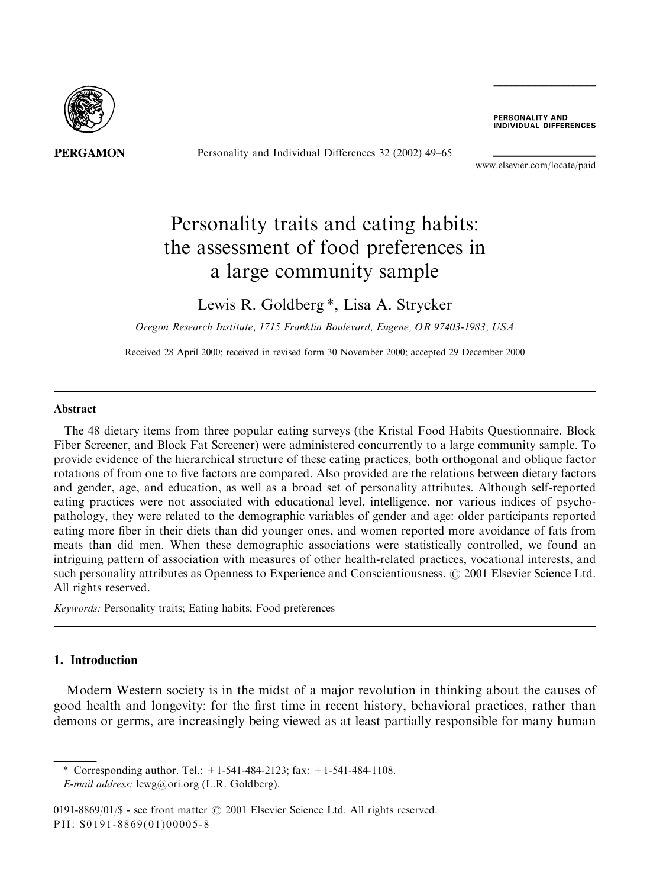# Personality traits and eating habits: the assessment of food preferences in a large community sample

Lewis R. Goldberg *, Lisa A. Strycker

*Oregon Research Institute, 1715 Franklin Boulevard, Eugene, OR 97403-1983, USA*

Received 28 April 2000; received in revised form 30 November 2000; accepted 29 December 2000

## Abstract

The 48 dietary items from three popular eating surveys (the Kristal Food Habits Questionnaire, Block Fiber Screener, and Block Fat Screener) were administered concurrently to a large community sample. To provide evidence of the hierarchical structure of these eating practices, both orthogonal and oblique factor rotations of from one to five factors are compared. Also provided are the relations between dietary factors and gender, age, and education, as well as a broad set of personality attributes. Although self-reported eating practices were not associated with educational level, intelligence, nor various indices of psychopathology, they were related to the demographic variables of gender and age: older participants reported eating more fiber in their diets than did younger ones, and women reported more avoidance of fats from meats than did men. When these demographic associations were statistically controlled, we found an intriguing pattern of association with measures of other health-related practices, vocational interests, and such personality attributes as Openness to Experience and Conscientiousness. © 2001 Elsevier Science Ltd. All rights reserved.

*Keywords:* Personality traits; Eating habits; Food preferences

## 1. Introduction

Modern Western society is in the midst of a major revolution in thinking about the causes of good health and longevity: for the first time in recent history, behavioral practices, rather than demons or germs, are increasingly being viewed as at least partially responsible for many human

---

\* Corresponding author. Tel.: +1-541-484-2123; fax: +1-541-484-1108.
*E-mail address:* lewg@ori.org (L.R. Goldberg).

0191-8869/01/$ - see front matter © 2001 Elsevier Science Ltd. All rights reserved.
PII: S0191-8869(01)00005-8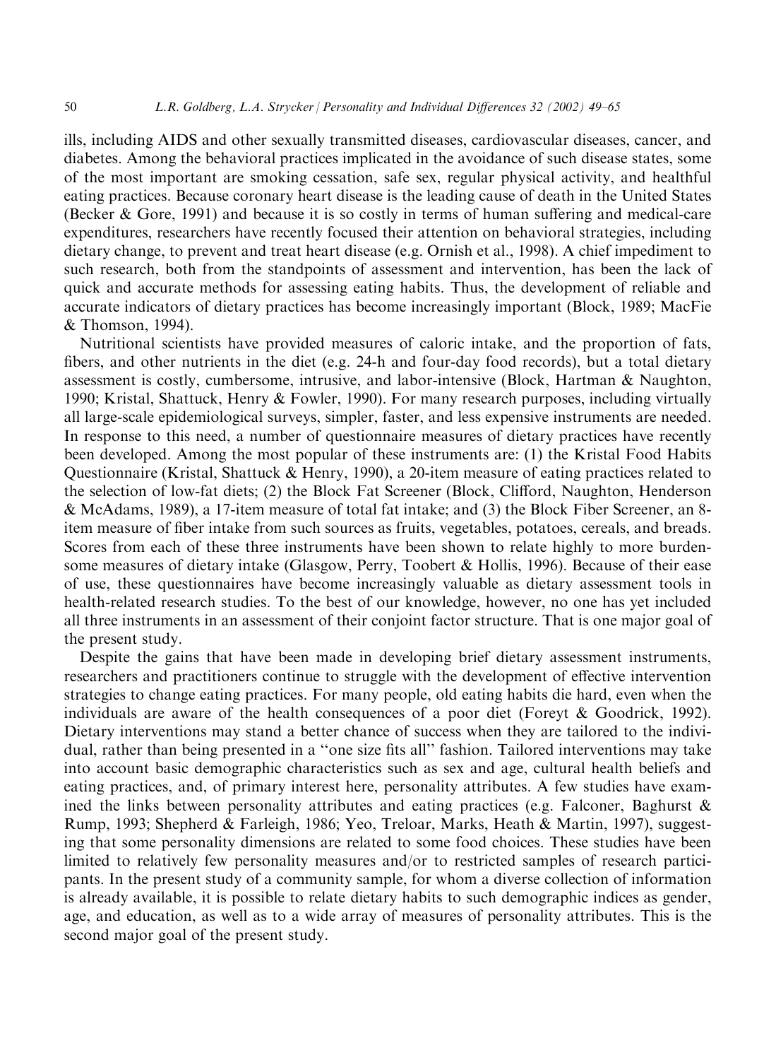ills, including AIDS and other sexually transmitted diseases, cardiovascular diseases, cancer, and diabetes. Among the behavioral practices implicated in the avoidance of such disease states, some of the most important are smoking cessation, safe sex, regular physical activity, and healthful eating practices. Because coronary heart disease is the leading cause of death in the United States (Becker & Gore, 1991) and because it is so costly in terms of human suffering and medical-care expenditures, researchers have recently focused their attention on behavioral strategies, including dietary change, to prevent and treat heart disease (e.g. Ornish et al., 1998). A chief impediment to such research, both from the standpoints of assessment and intervention, has been the lack of quick and accurate methods for assessing eating habits. Thus, the development of reliable and accurate indicators of dietary practices has become increasingly important (Block, 1989; MacFie & Thomson, 1994).

Nutritional scientists have provided measures of caloric intake, and the proportion of fats, fibers, and other nutrients in the diet (e.g. 24-h and four-day food records), but a total dietary assessment is costly, cumbersome, intrusive, and labor-intensive (Block, Hartman & Naughton, 1990; Kristal, Shattuck, Henry & Fowler, 1990). For many research purposes, including virtually all large-scale epidemiological surveys, simpler, faster, and less expensive instruments are needed. In response to this need, a number of questionnaire measures of dietary practices have recently been developed. Among the most popular of these instruments are: (1) the Kristal Food Habits Questionnaire (Kristal, Shattuck & Henry, 1990), a 20-item measure of eating practices related to the selection of low-fat diets; (2) the Block Fat Screener (Block, Clifford, Naughton, Henderson & McAdams, 1989), a 17-item measure of total fat intake; and (3) the Block Fiber Screener, an 8-item measure of fiber intake from such sources as fruits, vegetables, potatoes, cereals, and breads. Scores from each of these three instruments have been shown to relate highly to more burdensome measures of dietary intake (Glasgow, Perry, Toobert & Hollis, 1996). Because of their ease of use, these questionnaires have become increasingly valuable as dietary assessment tools in health-related research studies. To the best of our knowledge, however, no one has yet included all three instruments in an assessment of their conjoint factor structure. That is one major goal of the present study.

Despite the gains that have been made in developing brief dietary assessment instruments, researchers and practitioners continue to struggle with the development of effective intervention strategies to change eating practices. For many people, old eating habits die hard, even when the individuals are aware of the health consequences of a poor diet (Foreyt & Goodrick, 1992). Dietary interventions may stand a better chance of success when they are tailored to the individual, rather than being presented in a "one size fits all" fashion. Tailored interventions may take into account basic demographic characteristics such as sex and age, cultural health beliefs and eating practices, and, of primary interest here, personality attributes. A few studies have examined the links between personality attributes and eating practices (e.g. Falconer, Baghurst & Rump, 1993; Shepherd & Farleigh, 1986; Yeo, Treloar, Marks, Heath & Martin, 1997), suggesting that some personality dimensions are related to some food choices. These studies have been limited to relatively few personality measures and/or to restricted samples of research participants. In the present study of a community sample, for whom a diverse collection of information is already available, it is possible to relate dietary habits to such demographic indices as gender, age, and education, as well as to a wide array of measures of personality attributes. This is the second major goal of the present study.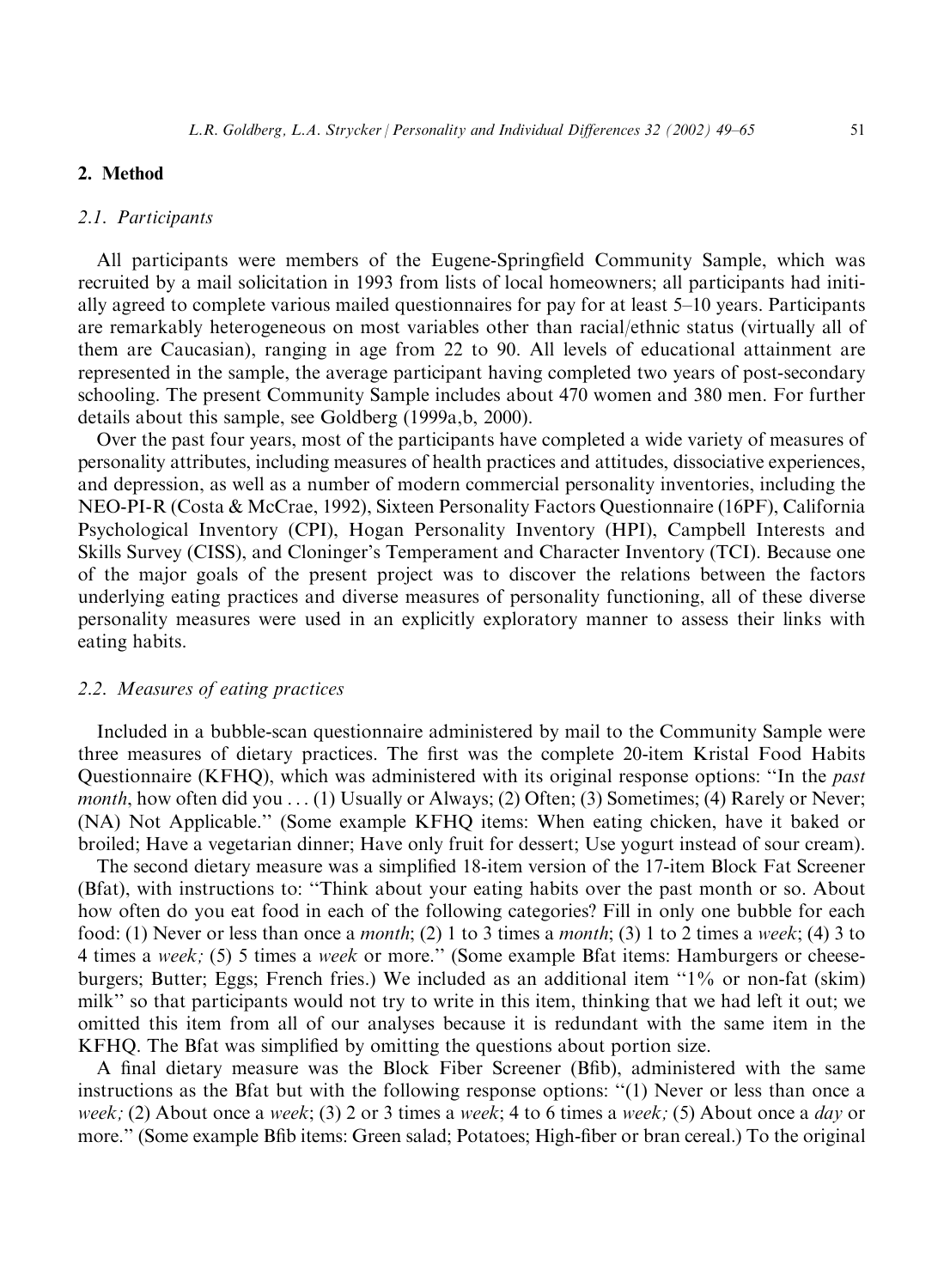## 2. Method

### *2.1. Participants*

All participants were members of the Eugene-Springfield Community Sample, which was recruited by a mail solicitation in 1993 from lists of local homeowners; all participants had initially agreed to complete various mailed questionnaires for pay for at least 5–10 years. Participants are remarkably heterogeneous on most variables other than racial/ethnic status (virtually all of them are Caucasian), ranging in age from 22 to 90. All levels of educational attainment are represented in the sample, the average participant having completed two years of post-secondary schooling. The present Community Sample includes about 470 women and 380 men. For further details about this sample, see Goldberg (1999a,b, 2000).

Over the past four years, most of the participants have completed a wide variety of measures of personality attributes, including measures of health practices and attitudes, dissociative experiences, and depression, as well as a number of modern commercial personality inventories, including the NEO-PI-R (Costa & McCrae, 1992), Sixteen Personality Factors Questionnaire (16PF), California Psychological Inventory (CPI), Hogan Personality Inventory (HPI), Campbell Interests and Skills Survey (CISS), and Cloninger's Temperament and Character Inventory (TCI). Because one of the major goals of the present project was to discover the relations between the factors underlying eating practices and diverse measures of personality functioning, all of these diverse personality measures were used in an explicitly exploratory manner to assess their links with eating habits.

### *2.2. Measures of eating practices*

Included in a bubble-scan questionnaire administered by mail to the Community Sample were three measures of dietary practices. The first was the complete 20-item Kristal Food Habits Questionnaire (KFHQ), which was administered with its original response options: "In the *past month*, how often did you ... (1) Usually or Always; (2) Often; (3) Sometimes; (4) Rarely or Never; (NA) Not Applicable." (Some example KFHQ items: When eating chicken, have it baked or broiled; Have a vegetarian dinner; Have only fruit for dessert; Use yogurt instead of sour cream).

The second dietary measure was a simplified 18-item version of the 17-item Block Fat Screener (Bfat), with instructions to: "Think about your eating habits over the past month or so. About how often do you eat food in each of the following categories? Fill in only one bubble for each food: (1) Never or less than once a *month*; (2) 1 to 3 times a *month*; (3) 1 to 2 times a *week*; (4) 3 to 4 times a *week;* (5) 5 times a *week* or more." (Some example Bfat items: Hamburgers or cheeseburgers; Butter; Eggs; French fries.) We included as an additional item "1% or non-fat (skim) milk" so that participants would not try to write in this item, thinking that we had left it out; we omitted this item from all of our analyses because it is redundant with the same item in the KFHQ. The Bfat was simplified by omitting the questions about portion size.

A final dietary measure was the Block Fiber Screener (Bfib), administered with the same instructions as the Bfat but with the following response options: "(1) Never or less than once a *week;* (2) About once a *week*; (3) 2 or 3 times a *week*; 4 to 6 times a *week;* (5) About once a *day* or more." (Some example Bfib items: Green salad; Potatoes; High-fiber or bran cereal.) To the original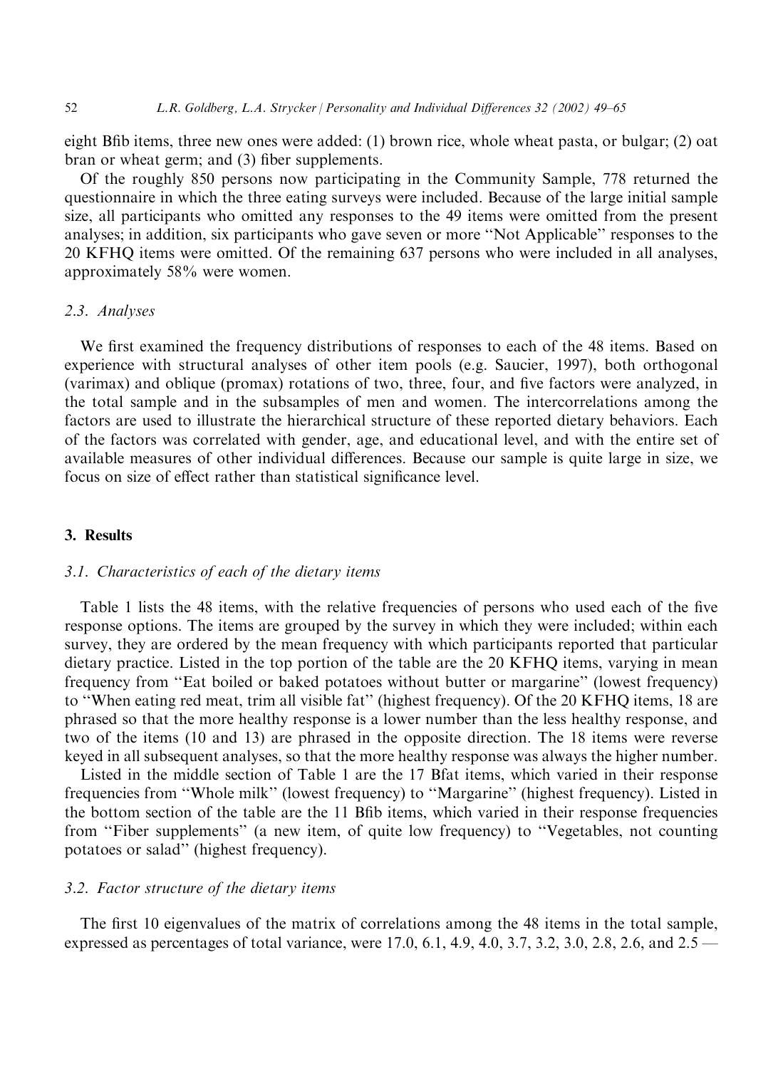eight Bfib items, three new ones were added: (1) brown rice, whole wheat pasta, or bulgar; (2) oat bran or wheat germ; and (3) fiber supplements.

Of the roughly 850 persons now participating in the Community Sample, 778 returned the questionnaire in which the three eating surveys were included. Because of the large initial sample size, all participants who omitted any responses to the 49 items were omitted from the present analyses; in addition, six participants who gave seven or more "Not Applicable" responses to the 20 KFHQ items were omitted. Of the remaining 637 persons who were included in all analyses, approximately 58% were women.

### 2.3. Analyses

We first examined the frequency distributions of responses to each of the 48 items. Based on experience with structural analyses of other item pools (e.g. Saucier, 1997), both orthogonal (varimax) and oblique (promax) rotations of two, three, four, and five factors were analyzed, in the total sample and in the subsamples of men and women. The intercorrelations among the factors are used to illustrate the hierarchical structure of these reported dietary behaviors. Each of the factors was correlated with gender, age, and educational level, and with the entire set of available measures of other individual differences. Because our sample is quite large in size, we focus on size of effect rather than statistical significance level.

## 3. Results

### 3.1. Characteristics of each of the dietary items

Table 1 lists the 48 items, with the relative frequencies of persons who used each of the five response options. The items are grouped by the survey in which they were included; within each survey, they are ordered by the mean frequency with which participants reported that particular dietary practice. Listed in the top portion of the table are the 20 KFHQ items, varying in mean frequency from "Eat boiled or baked potatoes without butter or margarine" (lowest frequency) to "When eating red meat, trim all visible fat" (highest frequency). Of the 20 KFHQ items, 18 are phrased so that the more healthy response is a lower number than the less healthy response, and two of the items (10 and 13) are phrased in the opposite direction. The 18 items were reverse keyed in all subsequent analyses, so that the more healthy response was always the higher number.

Listed in the middle section of Table 1 are the 17 Bfat items, which varied in their response frequencies from "Whole milk" (lowest frequency) to "Margarine" (highest frequency). Listed in the bottom section of the table are the 11 Bfib items, which varied in their response frequencies from "Fiber supplements" (a new item, of quite low frequency) to "Vegetables, not counting potatoes or salad" (highest frequency).

### 3.2. Factor structure of the dietary items

The first 10 eigenvalues of the matrix of correlations among the 48 items in the total sample, expressed as percentages of total variance, were 17.0, 6.1, 4.9, 4.0, 3.7, 3.2, 3.0, 2.8, 2.6, and 2.5 —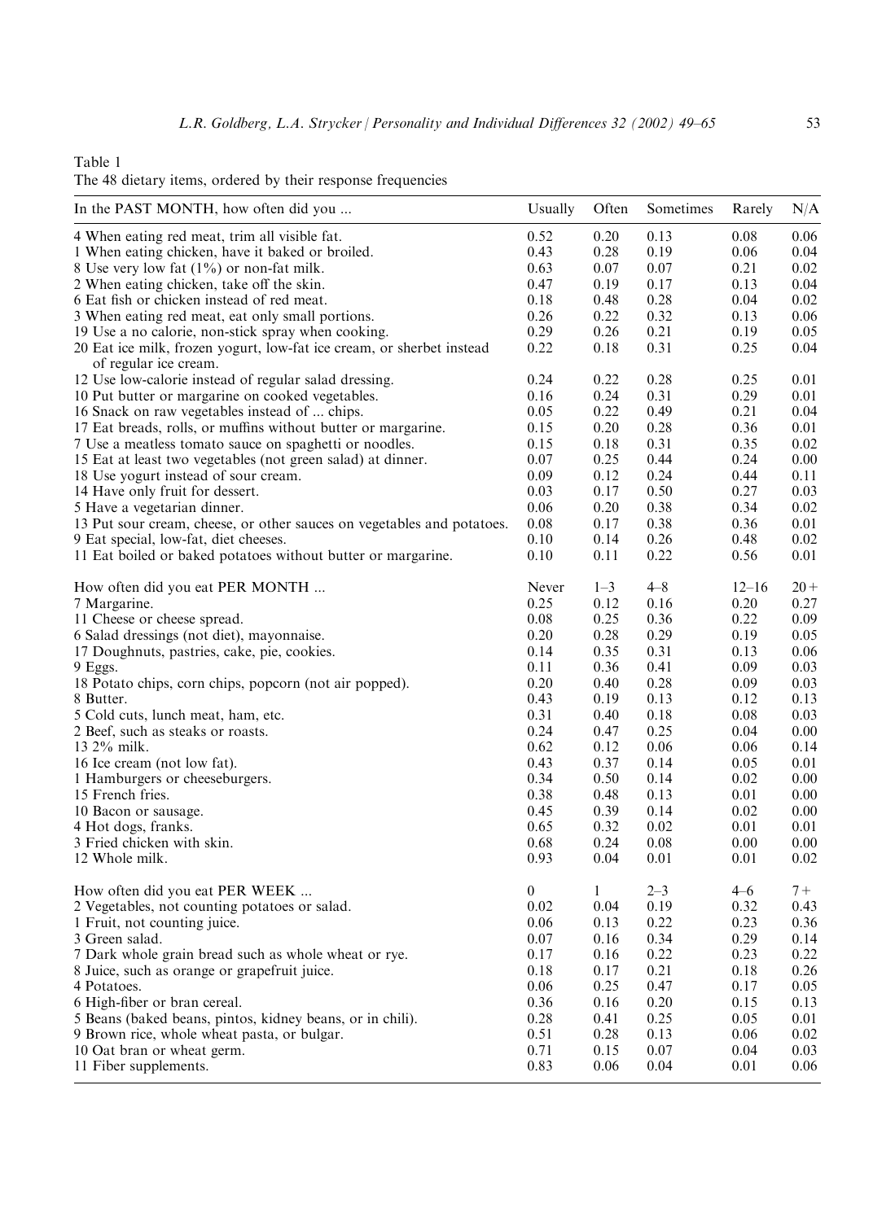Table 1
The 48 dietary items, ordered by their response frequencies

| In the PAST MONTH, how often did you ... | Usually | Often | Sometimes | Rarely | N/A |
|---|---|---|---|---|---|
| 4 When eating red meat, trim all visible fat. | 0.52 | 0.20 | 0.13 | 0.08 | 0.06 |
| 1 When eating chicken, have it baked or broiled. | 0.43 | 0.28 | 0.19 | 0.06 | 0.04 |
| 8 Use very low fat (1%) or non-fat milk. | 0.63 | 0.07 | 0.07 | 0.21 | 0.02 |
| 2 When eating chicken, take off the skin. | 0.47 | 0.19 | 0.17 | 0.13 | 0.04 |
| 6 Eat fish or chicken instead of red meat. | 0.18 | 0.48 | 0.28 | 0.04 | 0.02 |
| 3 When eating red meat, eat only small portions. | 0.26 | 0.22 | 0.32 | 0.13 | 0.06 |
| 19 Use a no calorie, non-stick spray when cooking. | 0.29 | 0.26 | 0.21 | 0.19 | 0.05 |
| 20 Eat ice milk, frozen yogurt, low-fat ice cream, or sherbet instead of regular ice cream. | 0.22 | 0.18 | 0.31 | 0.25 | 0.04 |
| 12 Use low-calorie instead of regular salad dressing. | 0.24 | 0.22 | 0.28 | 0.25 | 0.01 |
| 10 Put butter or margarine on cooked vegetables. | 0.16 | 0.24 | 0.31 | 0.29 | 0.01 |
| 16 Snack on raw vegetables instead of ... chips. | 0.05 | 0.22 | 0.49 | 0.21 | 0.04 |
| 17 Eat breads, rolls, or muffins without butter or margarine. | 0.15 | 0.20 | 0.28 | 0.36 | 0.01 |
| 7 Use a meatless tomato sauce on spaghetti or noodles. | 0.15 | 0.18 | 0.31 | 0.35 | 0.02 |
| 15 Eat at least two vegetables (not green salad) at dinner. | 0.07 | 0.25 | 0.44 | 0.24 | 0.00 |
| 18 Use yogurt instead of sour cream. | 0.09 | 0.12 | 0.24 | 0.44 | 0.11 |
| 14 Have only fruit for dessert. | 0.03 | 0.17 | 0.50 | 0.27 | 0.03 |
| 5 Have a vegetarian dinner. | 0.06 | 0.20 | 0.38 | 0.34 | 0.02 |
| 13 Put sour cream, cheese, or other sauces on vegetables and potatoes. | 0.08 | 0.17 | 0.38 | 0.36 | 0.01 |
| 9 Eat special, low-fat, diet cheeses. | 0.10 | 0.14 | 0.26 | 0.48 | 0.02 |
| 11 Eat boiled or baked potatoes without butter or margarine. | 0.10 | 0.11 | 0.22 | 0.56 | 0.01 |
| **How often did you eat PER MONTH ...** | **Never** | **1–3** | **4–8** | **12–16** | **20+** |
| 7 Margarine. | 0.25 | 0.12 | 0.16 | 0.20 | 0.27 |
| 11 Cheese or cheese spread. | 0.08 | 0.25 | 0.36 | 0.22 | 0.09 |
| 6 Salad dressings (not diet), mayonnaise. | 0.20 | 0.28 | 0.29 | 0.19 | 0.05 |
| 17 Doughnuts, pastries, cake, pie, cookies. | 0.14 | 0.35 | 0.31 | 0.13 | 0.06 |
| 9 Eggs. | 0.11 | 0.36 | 0.41 | 0.09 | 0.03 |
| 18 Potato chips, corn chips, popcorn (not air popped). | 0.20 | 0.40 | 0.28 | 0.09 | 0.03 |
| 8 Butter. | 0.43 | 0.19 | 0.13 | 0.12 | 0.13 |
| 5 Cold cuts, lunch meat, ham, etc. | 0.31 | 0.40 | 0.18 | 0.08 | 0.03 |
| 2 Beef, such as steaks or roasts. | 0.24 | 0.47 | 0.25 | 0.04 | 0.00 |
| 13 2% milk. | 0.62 | 0.12 | 0.06 | 0.06 | 0.14 |
| 16 Ice cream (not low fat). | 0.43 | 0.37 | 0.14 | 0.05 | 0.01 |
| 1 Hamburgers or cheeseburgers. | 0.34 | 0.50 | 0.14 | 0.02 | 0.00 |
| 15 French fries. | 0.38 | 0.48 | 0.13 | 0.01 | 0.00 |
| 10 Bacon or sausage. | 0.45 | 0.39 | 0.14 | 0.02 | 0.00 |
| 4 Hot dogs, franks. | 0.65 | 0.32 | 0.02 | 0.01 | 0.01 |
| 3 Fried chicken with skin. | 0.68 | 0.24 | 0.08 | 0.00 | 0.00 |
| 12 Whole milk. | 0.93 | 0.04 | 0.01 | 0.01 | 0.02 |
| **How often did you eat PER WEEK ...** | **0** | **1** | **2–3** | **4–6** | **7+** |
| 2 Vegetables, not counting potatoes or salad. | 0.02 | 0.04 | 0.19 | 0.32 | 0.43 |
| 1 Fruit, not counting juice. | 0.06 | 0.13 | 0.22 | 0.23 | 0.36 |
| 3 Green salad. | 0.07 | 0.16 | 0.34 | 0.29 | 0.14 |
| 7 Dark whole grain bread such as whole wheat or rye. | 0.17 | 0.16 | 0.22 | 0.23 | 0.22 |
| 8 Juice, such as orange or grapefruit juice. | 0.18 | 0.17 | 0.21 | 0.18 | 0.26 |
| 4 Potatoes. | 0.06 | 0.25 | 0.47 | 0.17 | 0.05 |
| 6 High-fiber or bran cereal. | 0.36 | 0.16 | 0.20 | 0.15 | 0.13 |
| 5 Beans (baked beans, pintos, kidney beans, or in chili). | 0.28 | 0.41 | 0.25 | 0.05 | 0.01 |
| 9 Brown rice, whole wheat pasta, or bulgar. | 0.51 | 0.28 | 0.13 | 0.06 | 0.02 |
| 10 Oat bran or wheat germ. | 0.71 | 0.15 | 0.07 | 0.04 | 0.03 |
| 11 Fiber supplements. | 0.83 | 0.06 | 0.04 | 0.01 | 0.06 |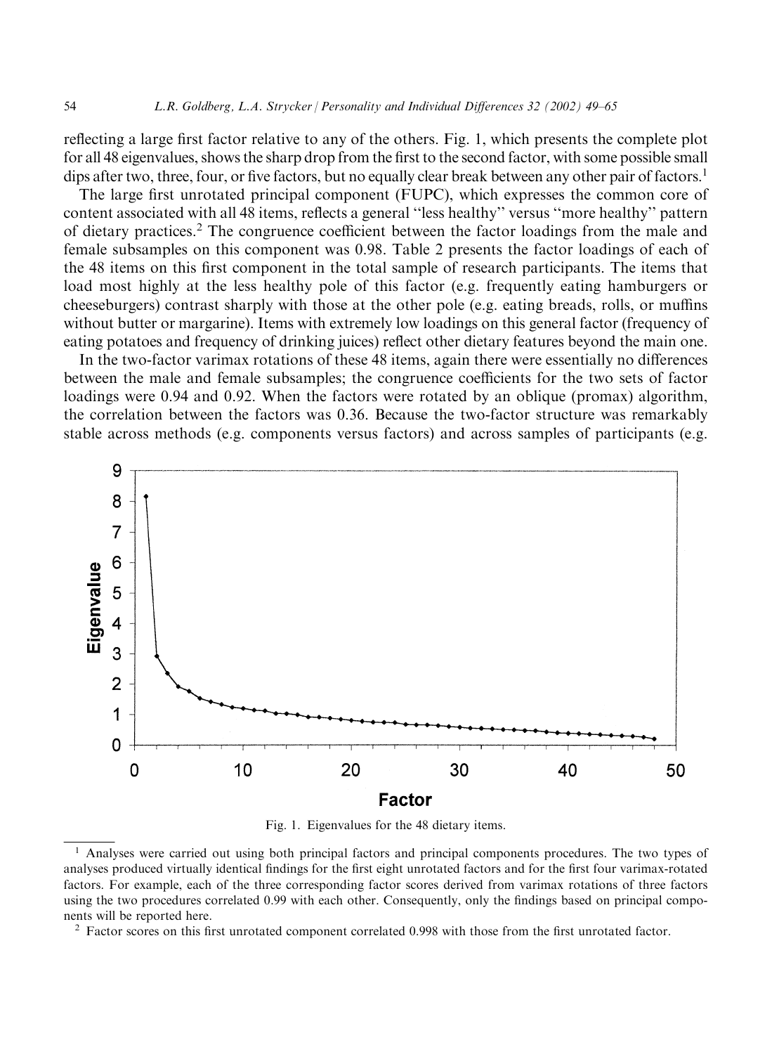reflecting a large first factor relative to any of the others. Fig. 1, which presents the complete plot for all 48 eigenvalues, shows the sharp drop from the first to the second factor, with some possible small dips after two, three, four, or five factors, but no equally clear break between any other pair of factors.[1]

The large first unrotated principal component (FUPC), which expresses the common core of content associated with all 48 items, reflects a general ''less healthy'' versus ''more healthy'' pattern of dietary practices.[2] The congruence coefficient between the factor loadings from the male and female subsamples on this component was 0.98. Table 2 presents the factor loadings of each of the 48 items on this first component in the total sample of research participants. The items that load most highly at the less healthy pole of this factor (e.g. frequently eating hamburgers or cheeseburgers) contrast sharply with those at the other pole (e.g. eating breads, rolls, or muffins without butter or margarine). Items with extremely low loadings on this general factor (frequency of eating potatoes and frequency of drinking juices) reflect other dietary features beyond the main one.

In the two-factor varimax rotations of these 48 items, again there were essentially no differences between the male and female subsamples; the congruence coefficients for the two sets of factor loadings were 0.94 and 0.92. When the factors were rotated by an oblique (promax) algorithm, the correlation between the factors was 0.36. Because the two-factor structure was remarkably stable across methods (e.g. components versus factors) and across samples of participants (e.g.

Fig. 1. Eigenvalues for the 48 dietary items.

[1] Analyses were carried out using both principal factors and principal components procedures. The two types of analyses produced virtually identical findings for the first eight unrotated factors and for the first four varimax-rotated factors. For example, each of the three corresponding factor scores derived from varimax rotations of three factors using the two procedures correlated 0.99 with each other. Consequently, only the findings based on principal components will be reported here.

[2] Factor scores on this first unrotated component correlated 0.998 with those from the first unrotated factor.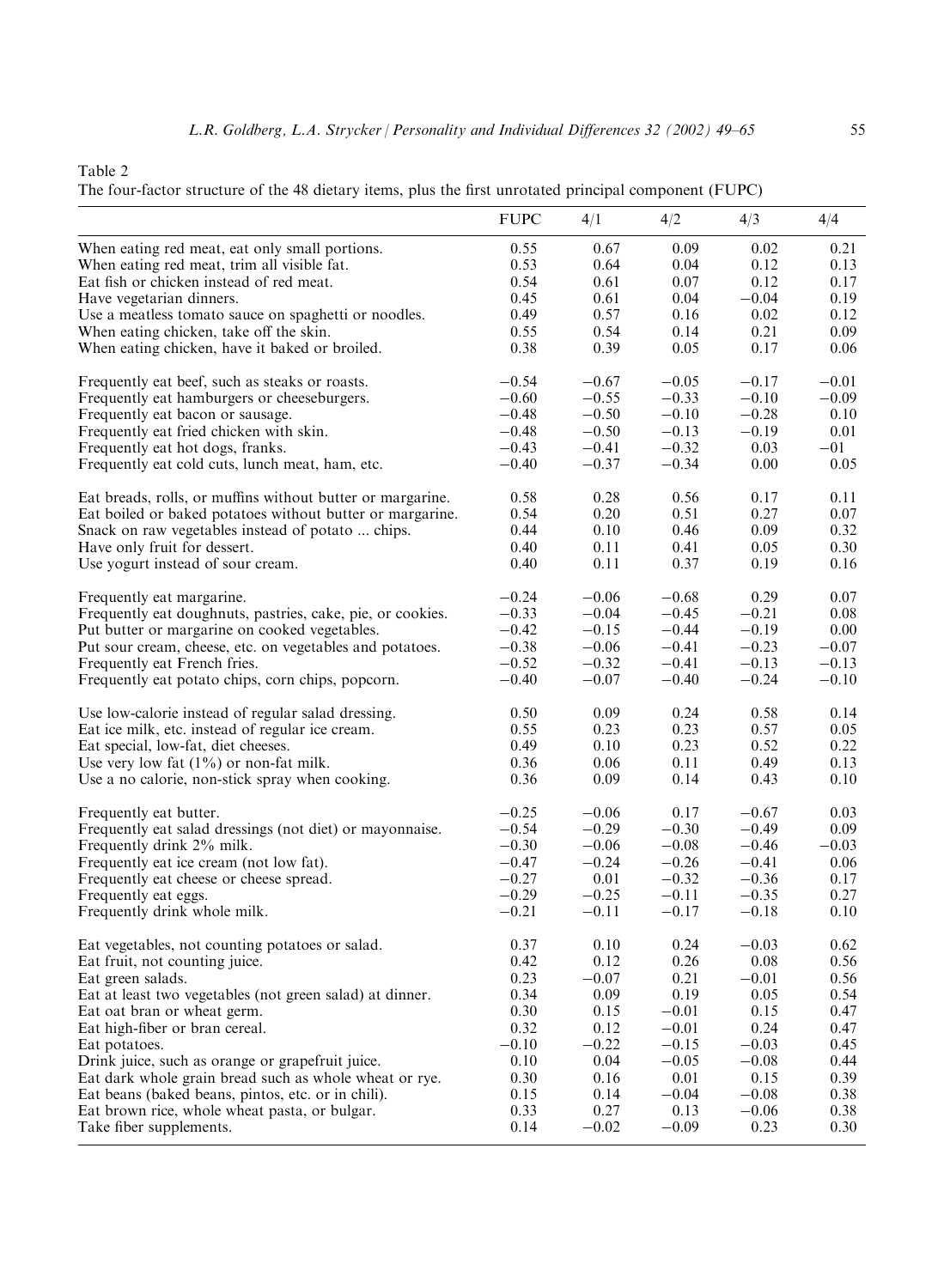Table 2
The four-factor structure of the 48 dietary items, plus the first unrotated principal component (FUPC)

| | FUPC | 4/1 | 4/2 | 4/3 | 4/4 |
|---|---|---|---|---|---|
| When eating red meat, eat only small portions. | 0.55 | 0.67 | 0.09 | 0.02 | 0.21 |
| When eating red meat, trim all visible fat. | 0.53 | 0.64 | 0.04 | 0.12 | 0.13 |
| Eat fish or chicken instead of red meat. | 0.54 | 0.61 | 0.07 | 0.12 | 0.17 |
| Have vegetarian dinners. | 0.45 | 0.61 | 0.04 | −0.04 | 0.19 |
| Use a meatless tomato sauce on spaghetti or noodles. | 0.49 | 0.57 | 0.16 | 0.02 | 0.12 |
| When eating chicken, take off the skin. | 0.55 | 0.54 | 0.14 | 0.21 | 0.09 |
| When eating chicken, have it baked or broiled. | 0.38 | 0.39 | 0.05 | 0.17 | 0.06 |
| Frequently eat beef, such as steaks or roasts. | −0.54 | −0.67 | −0.05 | −0.17 | −0.01 |
| Frequently eat hamburgers or cheeseburgers. | −0.60 | −0.55 | −0.33 | −0.10 | −0.09 |
| Frequently eat bacon or sausage. | −0.48 | −0.50 | −0.10 | −0.28 | 0.10 |
| Frequently eat fried chicken with skin. | −0.48 | −0.50 | −0.13 | −0.19 | 0.01 |
| Frequently eat hot dogs, franks. | −0.43 | −0.41 | −0.32 | 0.03 | −01 |
| Frequently eat cold cuts, lunch meat, ham, etc. | −0.40 | −0.37 | −0.34 | 0.00 | 0.05 |
| Eat breads, rolls, or muffins without butter or margarine. | 0.58 | 0.28 | 0.56 | 0.17 | 0.11 |
| Eat boiled or baked potatoes without butter or margarine. | 0.54 | 0.20 | 0.51 | 0.27 | 0.07 |
| Snack on raw vegetables instead of potato ... chips. | 0.44 | 0.10 | 0.46 | 0.09 | 0.32 |
| Have only fruit for dessert. | 0.40 | 0.11 | 0.41 | 0.05 | 0.30 |
| Use yogurt instead of sour cream. | 0.40 | 0.11 | 0.37 | 0.19 | 0.16 |
| Frequently eat margarine. | −0.24 | −0.06 | −0.68 | 0.29 | 0.07 |
| Frequently eat doughnuts, pastries, cake, pie, or cookies. | −0.33 | −0.04 | −0.45 | −0.21 | 0.08 |
| Put butter or margarine on cooked vegetables. | −0.42 | −0.15 | −0.44 | −0.19 | 0.00 |
| Put sour cream, cheese, etc. on vegetables and potatoes. | −0.38 | −0.06 | −0.41 | −0.23 | −0.07 |
| Frequently eat French fries. | −0.52 | −0.32 | −0.41 | −0.13 | −0.13 |
| Frequently eat potato chips, corn chips, popcorn. | −0.40 | −0.07 | −0.40 | −0.24 | −0.10 |
| Use low-calorie instead of regular salad dressing. | 0.50 | 0.09 | 0.24 | 0.58 | 0.14 |
| Eat ice milk, etc. instead of regular ice cream. | 0.55 | 0.23 | 0.23 | 0.57 | 0.05 |
| Eat special, low-fat, diet cheeses. | 0.49 | 0.10 | 0.23 | 0.52 | 0.22 |
| Use very low fat (1%) or non-fat milk. | 0.36 | 0.06 | 0.11 | 0.49 | 0.13 |
| Use a no calorie, non-stick spray when cooking. | 0.36 | 0.09 | 0.14 | 0.43 | 0.10 |
| Frequently eat butter. | −0.25 | −0.06 | 0.17 | −0.67 | 0.03 |
| Frequently eat salad dressings (not diet) or mayonnaise. | −0.54 | −0.29 | −0.30 | −0.49 | 0.09 |
| Frequently drink 2% milk. | −0.30 | −0.06 | −0.08 | −0.46 | −0.03 |
| Frequently eat ice cream (not low fat). | −0.47 | −0.24 | −0.26 | −0.41 | 0.06 |
| Frequently eat cheese or cheese spread. | −0.27 | 0.01 | −0.32 | −0.36 | 0.17 |
| Frequently eat eggs. | −0.29 | −0.25 | −0.11 | −0.35 | 0.27 |
| Frequently drink whole milk. | −0.21 | −0.11 | −0.17 | −0.18 | 0.10 |
| Eat vegetables, not counting potatoes or salad. | 0.37 | 0.10 | 0.24 | −0.03 | 0.62 |
| Eat fruit, not counting juice. | 0.42 | 0.12 | 0.26 | 0.08 | 0.56 |
| Eat green salads. | 0.23 | −0.07 | 0.21 | −0.01 | 0.56 |
| Eat at least two vegetables (not green salad) at dinner. | 0.34 | 0.09 | 0.19 | 0.05 | 0.54 |
| Eat oat bran or wheat germ. | 0.30 | 0.15 | −0.01 | 0.15 | 0.47 |
| Eat high-fiber or bran cereal. | 0.32 | 0.12 | −0.01 | 0.24 | 0.47 |
| Eat potatoes. | −0.10 | −0.22 | −0.15 | −0.03 | 0.45 |
| Drink juice, such as orange or grapefruit juice. | 0.10 | 0.04 | −0.05 | −0.08 | 0.44 |
| Eat dark whole grain bread such as whole wheat or rye. | 0.30 | 0.16 | 0.01 | 0.15 | 0.39 |
| Eat beans (baked beans, pintos, etc. or in chili). | 0.15 | 0.14 | −0.04 | −0.08 | 0.38 |
| Eat brown rice, whole wheat pasta, or bulgar. | 0.33 | 0.27 | 0.13 | −0.06 | 0.38 |
| Take fiber supplements. | 0.14 | −0.02 | −0.09 | 0.23 | 0.30 |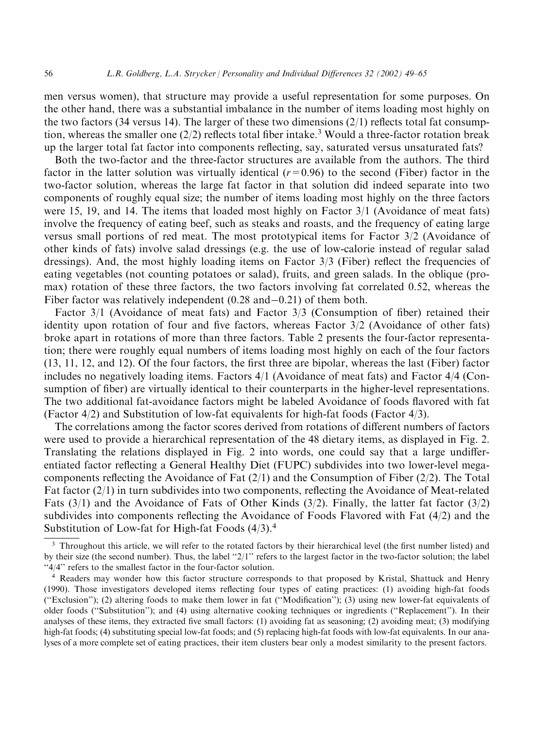men versus women), that structure may provide a useful representation for some purposes. On the other hand, there was a substantial imbalance in the number of items loading most highly on the two factors (34 versus 14). The larger of these two dimensions (2/1) reflects total fat consumption, whereas the smaller one (2/2) reflects total fiber intake.[3] Would a three-factor rotation break up the larger total fat factor into components reflecting, say, saturated versus unsaturated fats?

Both the two-factor and the three-factor structures are available from the authors. The third factor in the latter solution was virtually identical ($r = 0.96$) to the second (Fiber) factor in the two-factor solution, whereas the large fat factor in that solution did indeed separate into two components of roughly equal size; the number of items loading most highly on the three factors were 15, 19, and 14. The items that loaded most highly on Factor 3/1 (Avoidance of meat fats) involve the frequency of eating beef, such as steaks and roasts, and the frequency of eating large versus small portions of red meat. The most prototypical items for Factor 3/2 (Avoidance of other kinds of fats) involve salad dressings (e.g. the use of low-calorie instead of regular salad dressings). And, the most highly loading items on Factor 3/3 (Fiber) reflect the frequencies of eating vegetables (not counting potatoes or salad), fruits, and green salads. In the oblique (promax) rotation of these three factors, the two factors involving fat correlated 0.52, whereas the Fiber factor was relatively independent (0.28 and −0.21) of them both.

Factor 3/1 (Avoidance of meat fats) and Factor 3/3 (Consumption of fiber) retained their identity upon rotation of four and five factors, whereas Factor 3/2 (Avoidance of other fats) broke apart in rotations of more than three factors. Table 2 presents the four-factor representation; there were roughly equal numbers of items loading most highly on each of the four factors (13, 11, 12, and 12). Of the four factors, the first three are bipolar, whereas the last (Fiber) factor includes no negatively loading items. Factors 4/1 (Avoidance of meat fats) and Factor 4/4 (Consumption of fiber) are virtually identical to their counterparts in the higher-level representations. The two additional fat-avoidance factors might be labeled Avoidance of foods flavored with fat (Factor 4/2) and Substitution of low-fat equivalents for high-fat foods (Factor 4/3).

The correlations among the factor scores derived from rotations of different numbers of factors were used to provide a hierarchical representation of the 48 dietary items, as displayed in Fig. 2. Translating the relations displayed in Fig. 2 into words, one could say that a large undifferentiated factor reflecting a General Healthy Diet (FUPC) subdivides into two lower-level megacomponents reflecting the Avoidance of Fat (2/1) and the Consumption of Fiber (2/2). The Total Fat factor (2/1) in turn subdivides into two components, reflecting the Avoidance of Meat-related Fats (3/1) and the Avoidance of Fats of Other Kinds (3/2). Finally, the latter fat factor (3/2) subdivides into components reflecting the Avoidance of Foods Flavored with Fat (4/2) and the Substitution of Low-fat for High-fat Foods (4/3).[4]

---

[3] Throughout this article, we will refer to the rotated factors by their hierarchical level (the first number listed) and by their size (the second number). Thus, the label "2/1" refers to the largest factor in the two-factor solution; the label "4/4" refers to the smallest factor in the four-factor solution.

[4] Readers may wonder how this factor structure corresponds to that proposed by Kristal, Shattuck and Henry (1990). Those investigators developed items reflecting four types of eating practices: (1) avoiding high-fat foods ("Exclusion"); (2) altering foods to make them lower in fat ("Modification"); (3) using new lower-fat equivalents of older foods ("Substitution"); and (4) using alternative cooking techniques or ingredients ("Replacement"). In their analyses of these items, they extracted five small factors: (1) avoiding fat as seasoning; (2) avoiding meat; (3) modifying high-fat foods; (4) substituting special low-fat foods; and (5) replacing high-fat foods with low-fat equivalents. In our analyses of a more complete set of eating practices, their item clusters bear only a modest similarity to the present factors.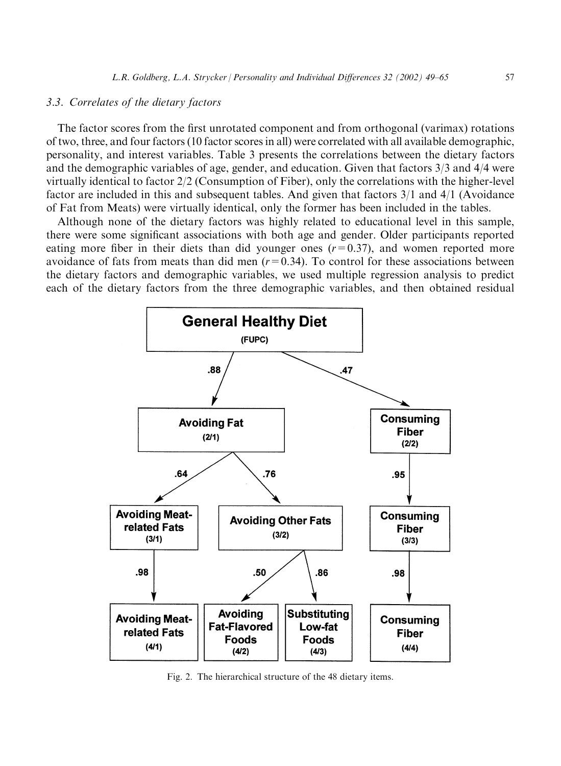### 3.3. Correlates of the dietary factors

The factor scores from the first unrotated component and from orthogonal (varimax) rotations of two, three, and four factors (10 factor scores in all) were correlated with all available demographic, personality, and interest variables. Table 3 presents the correlations between the dietary factors and the demographic variables of age, gender, and education. Given that factors 3/3 and 4/4 were virtually identical to factor 2/2 (Consumption of Fiber), only the correlations with the higher-level factor are included in this and subsequent tables. And given that factors 3/1 and 4/1 (Avoidance of Fat from Meats) were virtually identical, only the former has been included in the tables.

Although none of the dietary factors was highly related to educational level in this sample, there were some significant associations with both age and gender. Older participants reported eating more fiber in their diets than did younger ones ($r = 0.37$), and women reported more avoidance of fats from meats than did men ($r = 0.34$). To control for these associations between the dietary factors and demographic variables, we used multiple regression analysis to predict each of the dietary factors from the three demographic variables, and then obtained residual

Fig. 2. The hierarchical structure of the 48 dietary items.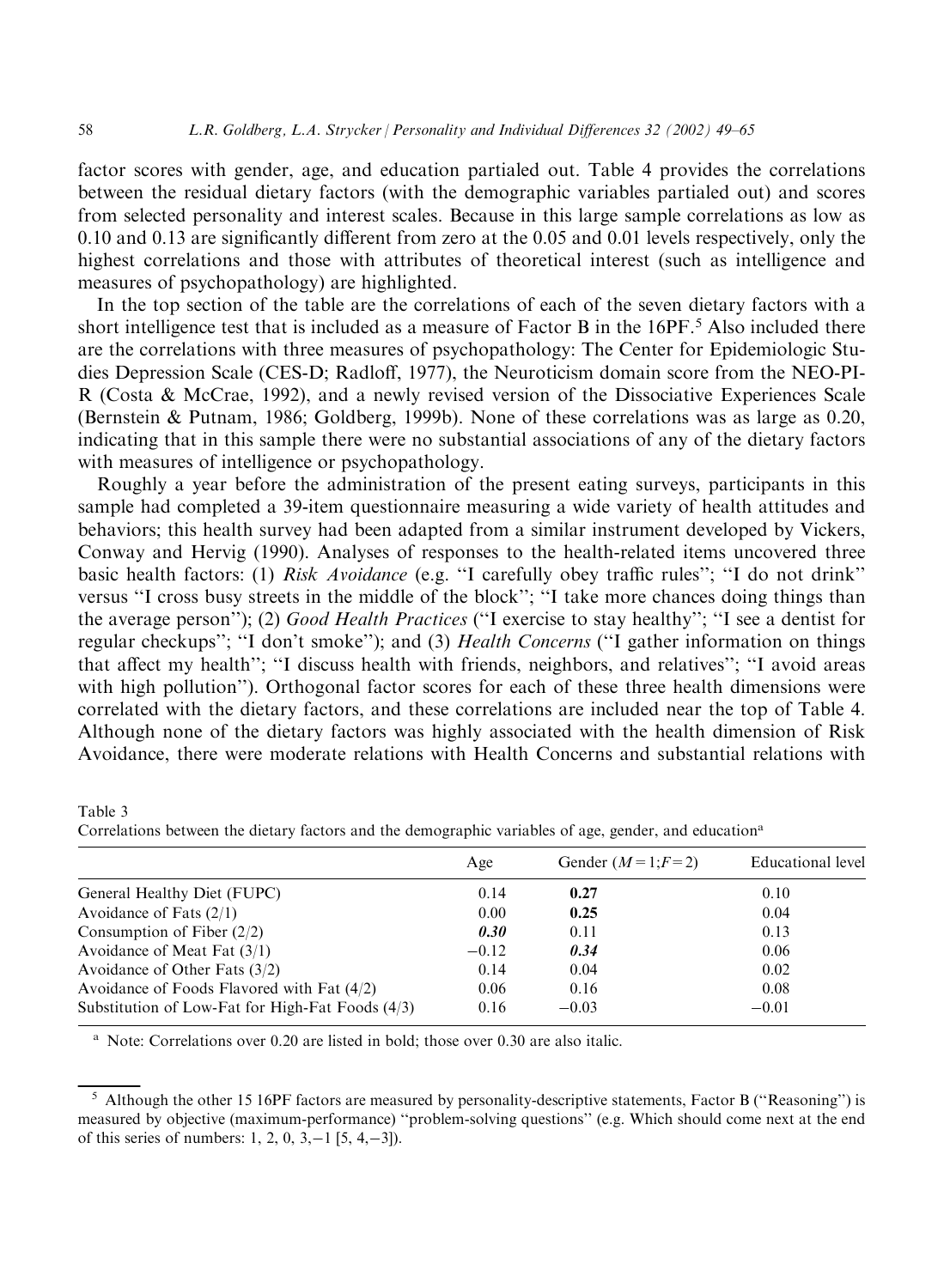factor scores with gender, age, and education partialed out. Table 4 provides the correlations between the residual dietary factors (with the demographic variables partialed out) and scores from selected personality and interest scales. Because in this large sample correlations as low as 0.10 and 0.13 are significantly different from zero at the 0.05 and 0.01 levels respectively, only the highest correlations and those with attributes of theoretical interest (such as intelligence and measures of psychopathology) are highlighted.

In the top section of the table are the correlations of each of the seven dietary factors with a short intelligence test that is included as a measure of Factor B in the 16PF.[5] Also included there are the correlations with three measures of psychopathology: The Center for Epidemiologic Studies Depression Scale (CES-D; Radloff, 1977), the Neuroticism domain score from the NEO-PI-R (Costa & McCrae, 1992), and a newly revised version of the Dissociative Experiences Scale (Bernstein & Putnam, 1986; Goldberg, 1999b). None of these correlations was as large as 0.20, indicating that in this sample there were no substantial associations of any of the dietary factors with measures of intelligence or psychopathology.

Roughly a year before the administration of the present eating surveys, participants in this sample had completed a 39-item questionnaire measuring a wide variety of health attitudes and behaviors; this health survey had been adapted from a similar instrument developed by Vickers, Conway and Hervig (1990). Analyses of responses to the health-related items uncovered three basic health factors: (1) *Risk Avoidance* (e.g. "I carefully obey traffic rules"; "I do not drink" versus "I cross busy streets in the middle of the block"; "I take more chances doing things than the average person"); (2) *Good Health Practices* ("I exercise to stay healthy"; "I see a dentist for regular checkups"; "I don't smoke"); and (3) *Health Concerns* ("I gather information on things that affect my health"; "I discuss health with friends, neighbors, and relatives"; "I avoid areas with high pollution"). Orthogonal factor scores for each of these three health dimensions were correlated with the dietary factors, and these correlations are included near the top of Table 4. Although none of the dietary factors was highly associated with the health dimension of Risk Avoidance, there were moderate relations with Health Concerns and substantial relations with

Table 3

Correlations between the dietary factors and the demographic variables of age, gender, and education[a]

| | Age | Gender ($M=1$;$F=2$) | Educational level |
|---|---|---|---|
| General Healthy Diet (FUPC) | 0.14 | **0.27** | 0.10 |
| Avoidance of Fats (2/1) | 0.00 | **0.25** | 0.04 |
| Consumption of Fiber (2/2) | ***0.30*** | 0.11 | 0.13 |
| Avoidance of Meat Fat (3/1) | −0.12 | ***0.34*** | 0.06 |
| Avoidance of Other Fats (3/2) | 0.14 | 0.04 | 0.02 |
| Avoidance of Foods Flavored with Fat (4/2) | 0.06 | 0.16 | 0.08 |
| Substitution of Low-Fat for High-Fat Foods (4/3) | 0.16 | −0.03 | −0.01 |

[a] Note: Correlations over 0.20 are listed in bold; those over 0.30 are also italic.

[5] Although the other 15 16PF factors are measured by personality-descriptive statements, Factor B ("Reasoning") is measured by objective (maximum-performance) "problem-solving questions" (e.g. Which should come next at the end of this series of numbers: 1, 2, 0, 3, −1 [5, 4, −3]).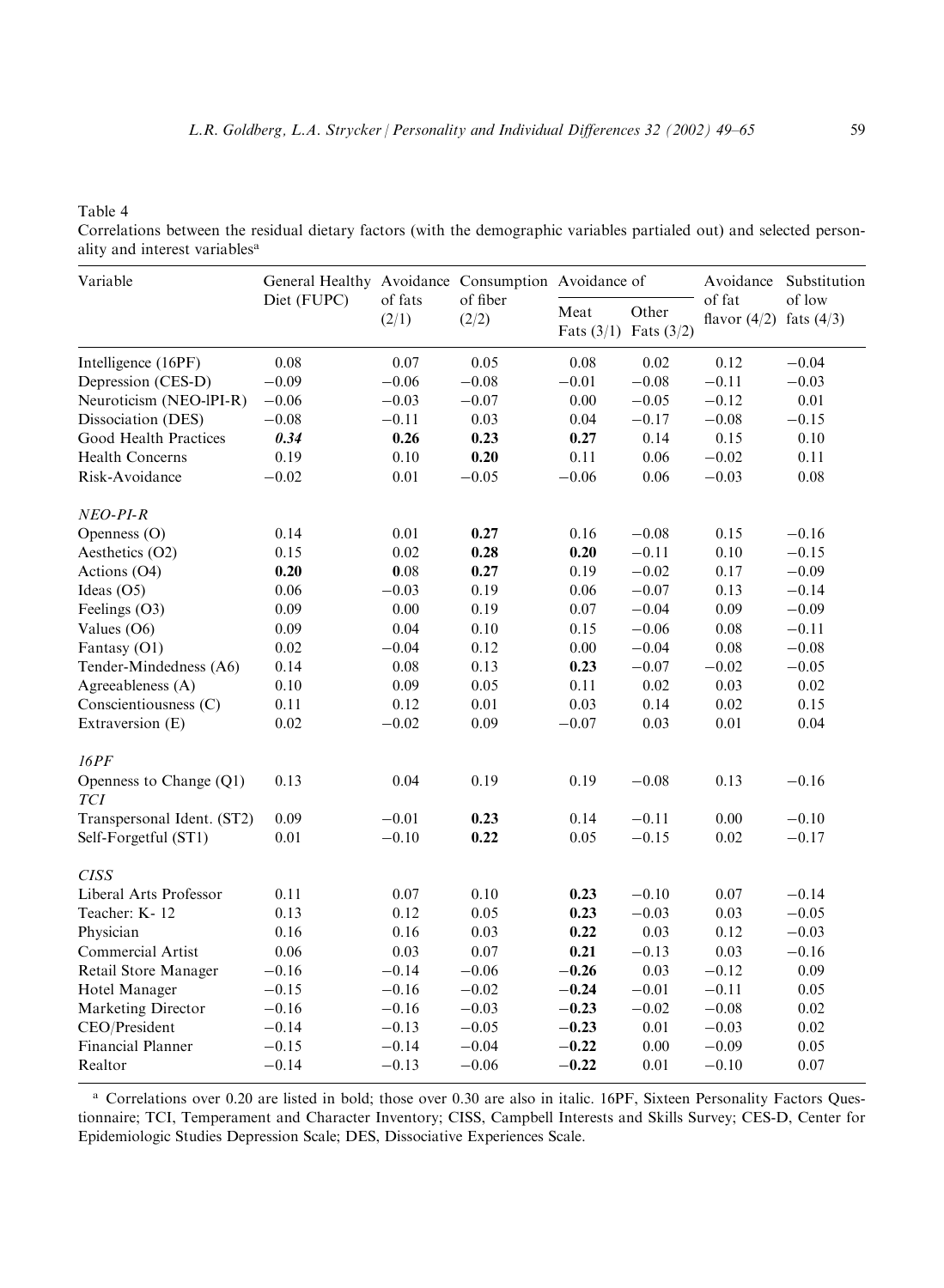Table 4

Correlations between the residual dietary factors (with the demographic variables partialed out) and selected personality and interest variables[a]

| Variable | General Healthy Diet (FUPC) | Avoidance of fats (2/1) | Consumption of fiber (2/2) | Avoidance of | | Avoidance of fat flavor (4/2) | Substitution of low fats (4/3) |
|---|---|---|---|---|---|---|---|
| | | | | Meat Fats (3/1) | Other Fats (3/2) | | |
| Intelligence (16PF) | 0.08 | 0.07 | 0.05 | 0.08 | 0.02 | 0.12 | −0.04 |
| Depression (CES-D) | −0.09 | −0.06 | −0.08 | −0.01 | −0.08 | −0.11 | −0.03 |
| Neuroticism (NEO-lPI-R) | −0.06 | −0.03 | −0.07 | 0.00 | −0.05 | −0.12 | 0.01 |
| Dissociation (DES) | −0.08 | −0.11 | 0.03 | 0.04 | −0.17 | −0.08 | −0.15 |
| Good Health Practices | ***0.34*** | **0.26** | **0.23** | **0.27** | 0.14 | 0.15 | 0.10 |
| Health Concerns | 0.19 | 0.10 | **0.20** | 0.11 | 0.06 | −0.02 | 0.11 |
| Risk-Avoidance | −0.02 | 0.01 | −0.05 | −0.06 | 0.06 | −0.03 | 0.08 |
| *NEO-PI-R* | | | | | | | |
| Openness (O) | 0.14 | 0.01 | **0.27** | 0.16 | −0.08 | 0.15 | −0.16 |
| Aesthetics (O2) | 0.15 | 0.02 | **0.28** | **0.20** | −0.11 | 0.10 | −0.15 |
| Actions (O4) | **0.20** | **0**.08 | **0.27** | 0.19 | −0.02 | 0.17 | −0.09 |
| Ideas (O5) | 0.06 | −0.03 | 0.19 | 0.06 | −0.07 | 0.13 | −0.14 |
| Feelings (O3) | 0.09 | 0.00 | 0.19 | 0.07 | −0.04 | 0.09 | −0.09 |
| Values (O6) | 0.09 | 0.04 | 0.10 | 0.15 | −0.06 | 0.08 | −0.11 |
| Fantasy (O1) | 0.02 | −0.04 | 0.12 | 0.00 | −0.04 | 0.08 | −0.08 |
| Tender-Mindedness (A6) | 0.14 | 0.08 | 0.13 | **0.23** | −0.07 | −0.02 | −0.05 |
| Agreeableness (A) | 0.10 | 0.09 | 0.05 | 0.11 | 0.02 | 0.03 | 0.02 |
| Conscientiousness (C) | 0.11 | 0.12 | 0.01 | 0.03 | 0.14 | 0.02 | 0.15 |
| Extraversion (E) | 0.02 | −0.02 | 0.09 | −0.07 | 0.03 | 0.01 | 0.04 |
| *16PF* | | | | | | | |
| Openness to Change (Q1) | 0.13 | 0.04 | 0.19 | 0.19 | −0.08 | 0.13 | −0.16 |
| *TCI* | | | | | | | |
| Transpersonal Ident. (ST2) | 0.09 | −0.01 | **0.23** | 0.14 | −0.11 | 0.00 | −0.10 |
| Self-Forgetful (ST1) | 0.01 | −0.10 | **0.22** | 0.05 | −0.15 | 0.02 | −0.17 |
| *CISS* | | | | | | | |
| Liberal Arts Professor | 0.11 | 0.07 | 0.10 | **0.23** | −0.10 | 0.07 | −0.14 |
| Teacher: K- 12 | 0.13 | 0.12 | 0.05 | **0.23** | −0.03 | 0.03 | −0.05 |
| Physician | 0.16 | 0.16 | 0.03 | **0.22** | 0.03 | 0.12 | −0.03 |
| Commercial Artist | 0.06 | 0.03 | 0.07 | **0.21** | −0.13 | 0.03 | −0.16 |
| Retail Store Manager | −0.16 | −0.14 | −0.06 | **−0.26** | 0.03 | −0.12 | 0.09 |
| Hotel Manager | −0.15 | −0.16 | −0.02 | **−0.24** | −0.01 | −0.11 | 0.05 |
| Marketing Director | −0.16 | −0.16 | −0.03 | **−0.23** | −0.02 | −0.08 | 0.02 |
| CEO/President | −0.14 | −0.13 | −0.05 | **−0.23** | 0.01 | −0.03 | 0.02 |
| Financial Planner | −0.15 | −0.14 | −0.04 | **−0.22** | 0.00 | −0.09 | 0.05 |
| Realtor | −0.14 | −0.13 | −0.06 | **−0.22** | 0.01 | −0.10 | 0.07 |

[a] Correlations over 0.20 are listed in bold; those over 0.30 are also in italic. 16PF, Sixteen Personality Factors Questionnaire; TCI, Temperament and Character Inventory; CISS, Campbell Interests and Skills Survey; CES-D, Center for Epidemiologic Studies Depression Scale; DES, Dissociative Experiences Scale.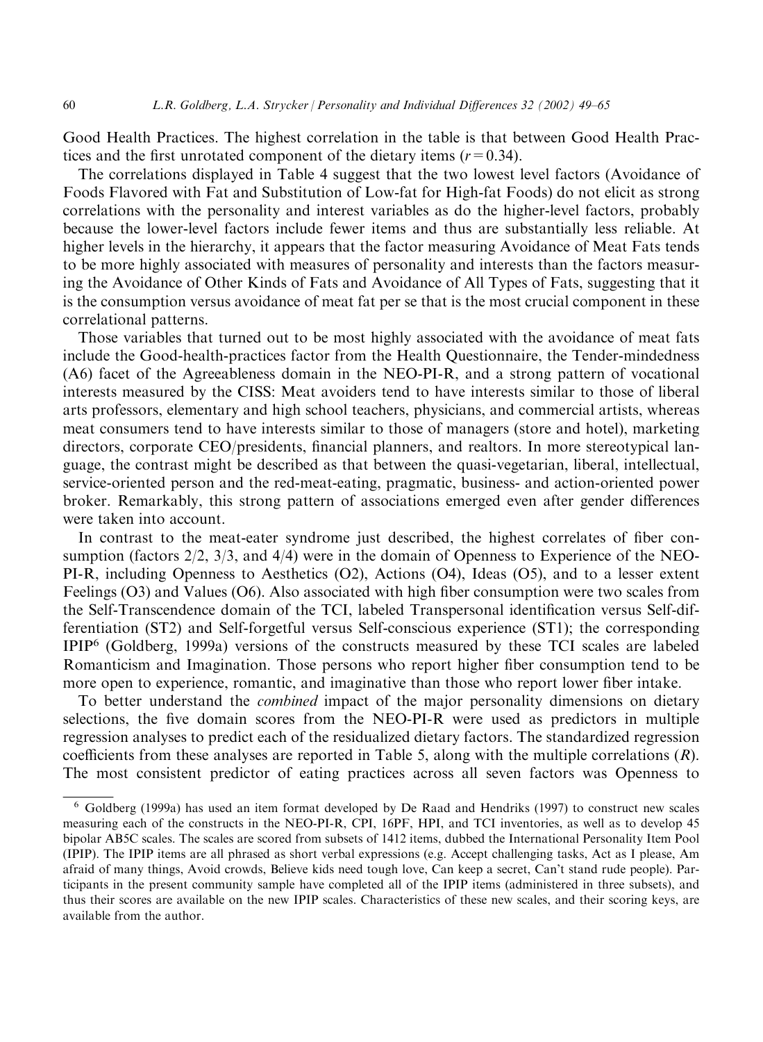Good Health Practices. The highest correlation in the table is that between Good Health Practices and the first unrotated component of the dietary items ($r = 0.34$).

The correlations displayed in Table 4 suggest that the two lowest level factors (Avoidance of Foods Flavored with Fat and Substitution of Low-fat for High-fat Foods) do not elicit as strong correlations with the personality and interest variables as do the higher-level factors, probably because the lower-level factors include fewer items and thus are substantially less reliable. At higher levels in the hierarchy, it appears that the factor measuring Avoidance of Meat Fats tends to be more highly associated with measures of personality and interests than the factors measuring the Avoidance of Other Kinds of Fats and Avoidance of All Types of Fats, suggesting that it is the consumption versus avoidance of meat fat per se that is the most crucial component in these correlational patterns.

Those variables that turned out to be most highly associated with the avoidance of meat fats include the Good-health-practices factor from the Health Questionnaire, the Tender-mindedness (A6) facet of the Agreeableness domain in the NEO-PI-R, and a strong pattern of vocational interests measured by the CISS: Meat avoiders tend to have interests similar to those of liberal arts professors, elementary and high school teachers, physicians, and commercial artists, whereas meat consumers tend to have interests similar to those of managers (store and hotel), marketing directors, corporate CEO/presidents, financial planners, and realtors. In more stereotypical language, the contrast might be described as that between the quasi-vegetarian, liberal, intellectual, service-oriented person and the red-meat-eating, pragmatic, business- and action-oriented power broker. Remarkably, this strong pattern of associations emerged even after gender differences were taken into account.

In contrast to the meat-eater syndrome just described, the highest correlates of fiber consumption (factors 2/2, 3/3, and 4/4) were in the domain of Openness to Experience of the NEO-PI-R, including Openness to Aesthetics (O2), Actions (O4), Ideas (O5), and to a lesser extent Feelings (O3) and Values (O6). Also associated with high fiber consumption were two scales from the Self-Transcendence domain of the TCI, labeled Transpersonal identification versus Self-differentiation (ST2) and Self-forgetful versus Self-conscious experience (ST1); the corresponding IPIP[6] (Goldberg, 1999a) versions of the constructs measured by these TCI scales are labeled Romanticism and Imagination. Those persons who report higher fiber consumption tend to be more open to experience, romantic, and imaginative than those who report lower fiber intake.

To better understand the *combined* impact of the major personality dimensions on dietary selections, the five domain scores from the NEO-PI-R were used as predictors in multiple regression analyses to predict each of the residualized dietary factors. The standardized regression coefficients from these analyses are reported in Table 5, along with the multiple correlations ($R$). The most consistent predictor of eating practices across all seven factors was Openness to

---

[6] Goldberg (1999a) has used an item format developed by De Raad and Hendriks (1997) to construct new scales measuring each of the constructs in the NEO-PI-R, CPI, 16PF, HPI, and TCI inventories, as well as to develop 45 bipolar AB5C scales. The scales are scored from subsets of 1412 items, dubbed the International Personality Item Pool (IPIP). The IPIP items are all phrased as short verbal expressions (e.g. Accept challenging tasks, Act as I please, Am afraid of many things, Avoid crowds, Believe kids need tough love, Can keep a secret, Can't stand rude people). Participants in the present community sample have completed all of the IPIP items (administered in three subsets), and thus their scores are available on the new IPIP scales. Characteristics of these new scales, and their scoring keys, are available from the author.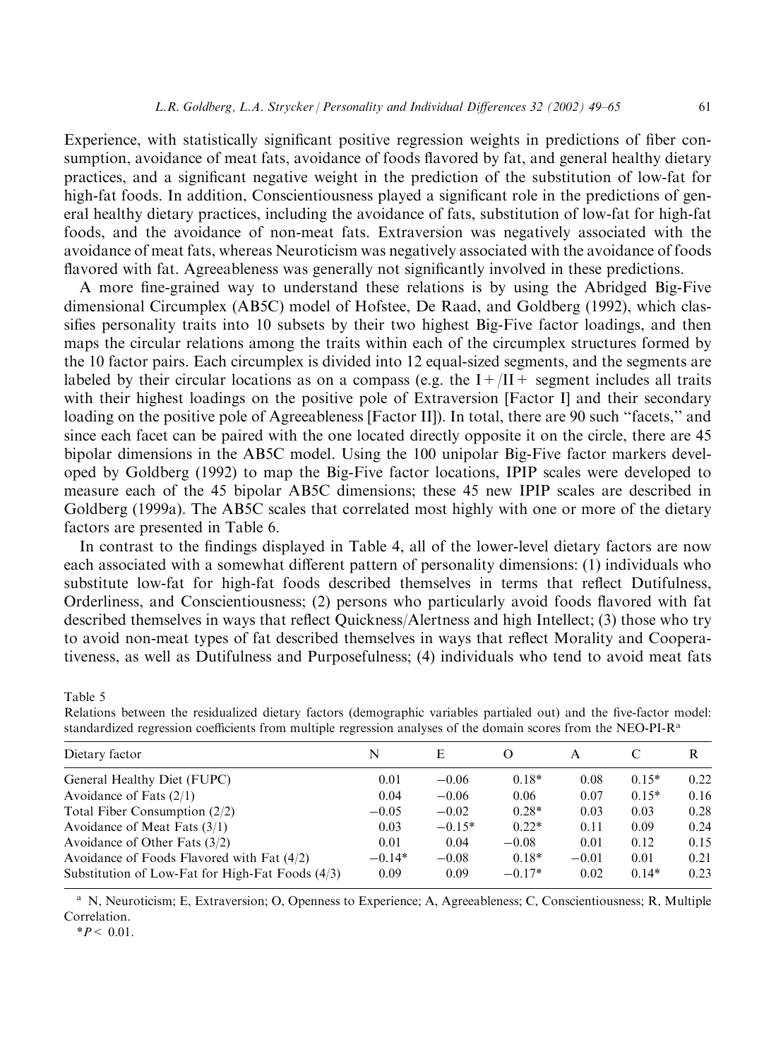Experience, with statistically significant positive regression weights in predictions of fiber consumption, avoidance of meat fats, avoidance of foods flavored by fat, and general healthy dietary practices, and a significant negative weight in the prediction of the substitution of low-fat for high-fat foods. In addition, Conscientiousness played a significant role in the predictions of general healthy dietary practices, including the avoidance of fats, substitution of low-fat for high-fat foods, and the avoidance of non-meat fats. Extraversion was negatively associated with the avoidance of meat fats, whereas Neuroticism was negatively associated with the avoidance of foods flavored with fat. Agreeableness was generally not significantly involved in these predictions.

A more fine-grained way to understand these relations is by using the Abridged Big-Five dimensional Circumplex (AB5C) model of Hofstee, De Raad, and Goldberg (1992), which classifies personality traits into 10 subsets by their two highest Big-Five factor loadings, and then maps the circular relations among the traits within each of the circumplex structures formed by the 10 factor pairs. Each circumplex is divided into 12 equal-sized segments, and the segments are labeled by their circular locations as on a compass (e.g. the I+/II+ segment includes all traits with their highest loadings on the positive pole of Extraversion [Factor I] and their secondary loading on the positive pole of Agreeableness [Factor II]). In total, there are 90 such "facets," and since each facet can be paired with the one located directly opposite it on the circle, there are 45 bipolar dimensions in the AB5C model. Using the 100 unipolar Big-Five factor markers developed by Goldberg (1992) to map the Big-Five factor locations, IPIP scales were developed to measure each of the 45 bipolar AB5C dimensions; these 45 new IPIP scales are described in Goldberg (1999a). The AB5C scales that correlated most highly with one or more of the dietary factors are presented in Table 6.

In contrast to the findings displayed in Table 4, all of the lower-level dietary factors are now each associated with a somewhat different pattern of personality dimensions: (1) individuals who substitute low-fat for high-fat foods described themselves in terms that reflect Dutifulness, Orderliness, and Conscientiousness; (2) persons who particularly avoid foods flavored with fat described themselves in ways that reflect Quickness/Alertness and high Intellect; (3) those who try to avoid non-meat types of fat described themselves in ways that reflect Morality and Cooperativeness, as well as Dutifulness and Purposefulness; (4) individuals who tend to avoid meat fats

Table 5

Relations between the residualized dietary factors (demographic variables partialed out) and the five-factor model: standardized regression coefficients from multiple regression analyses of the domain scores from the NEO-PI-R[a]

| Dietary factor | N | E | O | A | C | R |
|---|---|---|---|---|---|---|
| General Healthy Diet (FUPC) | 0.01 | −0.06 | 0.18* | 0.08 | 0.15* | 0.22 |
| Avoidance of Fats (2/1) | 0.04 | −0.06 | 0.06 | 0.07 | 0.15* | 0.16 |
| Total Fiber Consumption (2/2) | −0.05 | −0.02 | 0.28* | 0.03 | 0.03 | 0.28 |
| Avoidance of Meat Fats (3/1) | 0.03 | −0.15* | 0.22* | 0.11 | 0.09 | 0.24 |
| Avoidance of Other Fats (3/2) | 0.01 | 0.04 | −0.08 | 0.01 | 0.12 | 0.15 |
| Avoidance of Foods Flavored with Fat (4/2) | −0.14* | −0.08 | 0.18* | −0.01 | 0.01 | 0.21 |
| Substitution of Low-Fat for High-Fat Foods (4/3) | 0.09 | 0.09 | −0.17* | 0.02 | 0.14* | 0.23 |

[a] N, Neuroticism; E, Extraversion; O, Openness to Experience; A, Agreeableness; C, Conscientiousness; R, Multiple Correlation.

* $P < 0.01$.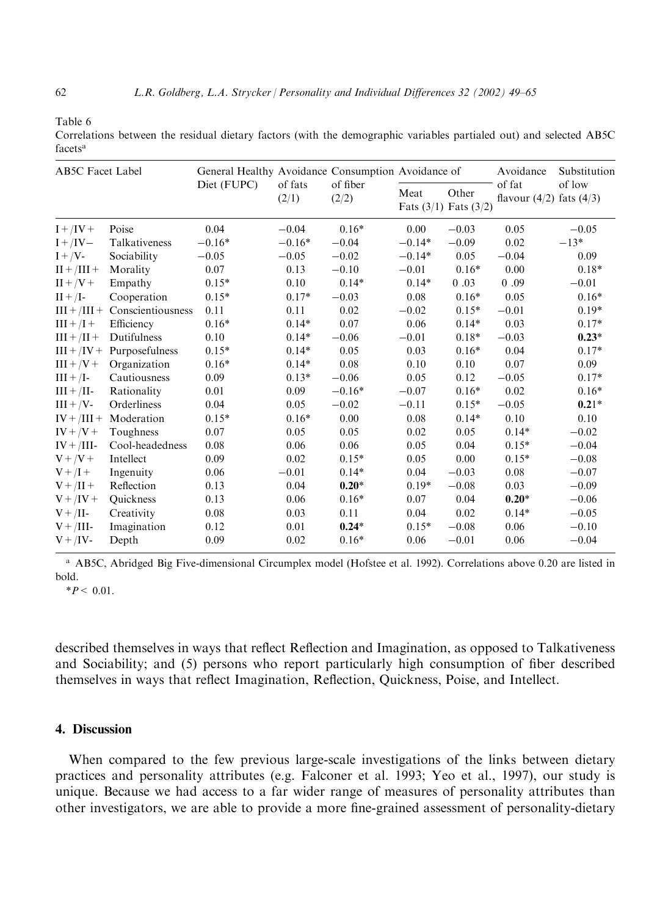Table 6
Correlations between the residual dietary factors (with the demographic variables partialed out) and selected AB5C facets[a]

| AB5C Facet Label | | General Healthy Diet (FUPC) | Avoidance of fats (2/1) | Consumption of fiber (2/2) | Avoidance of | | Avoidance of fat flavour (4/2) | Substitution of low fats (4/3) |
|---|---|---|---|---|---|---|---|---|
| | | | | | Meat Fats (3/1) | Other Fats (3/2) | | |
| I+/IV+ | Poise | 0.04 | −0.04 | 0.16* | 0.00 | −0.03 | 0.05 | −0.05 |
| I+/IV− | Talkativeness | −0.16* | −0.16* | −0.04 | −0.14* | −0.09 | 0.02 | −13* |
| I+/V- | Sociability | −0.05 | −0.05 | −0.02 | −0.14* | 0.05 | −0.04 | 0.09 |
| II+/III+ | Morality | 0.07 | 0.13 | −0.10 | −0.01 | 0.16* | 0.00 | 0.18* |
| II+/V+ | Empathy | 0.15* | 0.10 | 0.14* | 0.14* | 0 .03 | 0 .09 | −0.01 |
| II+/I- | Cooperation | 0.15* | 0.17* | −0.03 | 0.08 | 0.16* | 0.05 | 0.16* |
| III+/III+ | Conscientiousness | 0.11 | 0.11 | 0.02 | −0.02 | 0.15* | −0.01 | 0.19* |
| III+/I+ | Efficiency | 0.16* | 0.14* | 0.07 | 0.06 | 0.14* | 0.03 | 0.17* |
| III+/II+ | Dutifulness | 0.10 | 0.14* | −0.06 | −0.01 | 0.18* | −0.03 | **0.23*** |
| III+/IV+ | Purposefulness | 0.15* | 0.14* | 0.05 | 0.03 | 0.16* | 0.04 | 0.17* |
| III+/V+ | Organization | 0.16* | 0.14* | 0.08 | 0.10 | 0.10 | 0.07 | 0.09 |
| III+/I- | Cautiousness | 0.09 | 0.13* | −0.06 | 0.05 | 0.12 | −0.05 | 0.17* |
| III+/II- | Rationality | 0.01 | 0.09 | −0.16* | −0.07 | 0.16* | 0.02 | 0.16* |
| III+/V- | Orderliness | 0.04 | 0.05 | −0.02 | −0.11 | 0.15* | −0.05 | **0.21*** |
| IV+/III+ | Moderation | 0.15* | 0.16* | 0.00 | 0.08 | 0.14* | 0.10 | 0.10 |
| IV+/V+ | Toughness | 0.07 | 0.05 | 0.05 | 0.02 | 0.05 | 0.14* | −0.02 |
| IV+/III- | Cool-headedness | 0.08 | 0.06 | 0.06 | 0.05 | 0.04 | 0.15* | −0.04 |
| V+/V+ | Intellect | 0.09 | 0.02 | 0.15* | 0.05 | 0.00 | 0.15* | −0.08 |
| V+/I+ | Ingenuity | 0.06 | −0.01 | 0.14* | 0.04 | −0.03 | 0.08 | −0.07 |
| V+/II+ | Reflection | 0.13 | 0.04 | **0.20*** | 0.19* | −0.08 | 0.03 | −0.09 |
| V+/IV+ | Quickness | 0.13 | 0.06 | 0.16* | 0.07 | 0.04 | **0.20*** | −0.06 |
| V+/II- | Creativity | 0.08 | 0.03 | 0.11 | 0.04 | 0.02 | 0.14* | −0.05 |
| V+/III- | Imagination | 0.12 | 0.01 | **0.24*** | 0.15* | −0.08 | 0.06 | −0.10 |
| V+/IV- | Depth | 0.09 | 0.02 | 0.16* | 0.06 | −0.01 | 0.06 | −0.04 |

[a] AB5C, Abridged Big Five-dimensional Circumplex model (Hofstee et al. 1992). Correlations above 0.20 are listed in bold.

$^*P < 0.01$.

described themselves in ways that reflect Reflection and Imagination, as opposed to Talkativeness and Sociability; and (5) persons who report particularly high consumption of fiber described themselves in ways that reflect Imagination, Reflection, Quickness, Poise, and Intellect.

## 4. Discussion

When compared to the few previous large-scale investigations of the links between dietary practices and personality attributes (e.g. Falconer et al. 1993; Yeo et al., 1997), our study is unique. Because we had access to a far wider range of measures of personality attributes than other investigators, we are able to provide a more fine-grained assessment of personality-dietary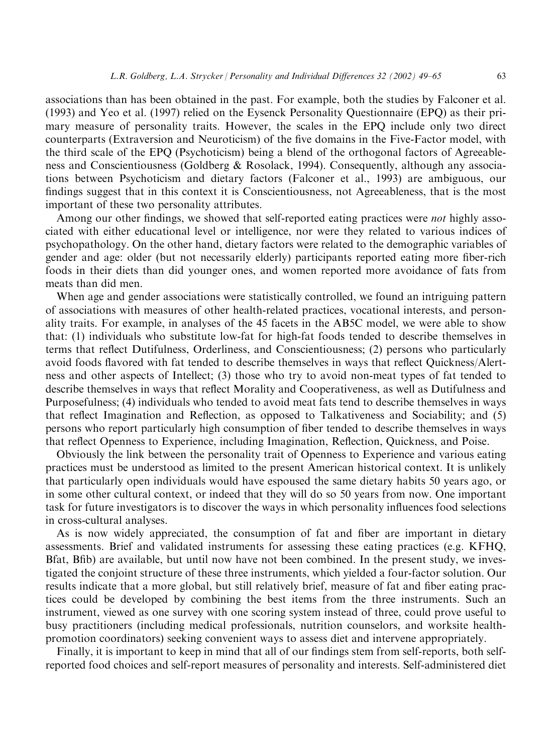associations than has been obtained in the past. For example, both the studies by Falconer et al. (1993) and Yeo et al. (1997) relied on the Eysenck Personality Questionnaire (EPQ) as their primary measure of personality traits. However, the scales in the EPQ include only two direct counterparts (Extraversion and Neuroticism) of the five domains in the Five-Factor model, with the third scale of the EPQ (Psychoticism) being a blend of the orthogonal factors of Agreeableness and Conscientiousness (Goldberg & Rosolack, 1994). Consequently, although any associations between Psychoticism and dietary factors (Falconer et al., 1993) are ambiguous, our findings suggest that in this context it is Conscientiousness, not Agreeableness, that is the most important of these two personality attributes.

Among our other findings, we showed that self-reported eating practices were *not* highly associated with either educational level or intelligence, nor were they related to various indices of psychopathology. On the other hand, dietary factors were related to the demographic variables of gender and age: older (but not necessarily elderly) participants reported eating more fiber-rich foods in their diets than did younger ones, and women reported more avoidance of fats from meats than did men.

When age and gender associations were statistically controlled, we found an intriguing pattern of associations with measures of other health-related practices, vocational interests, and personality traits. For example, in analyses of the 45 facets in the AB5C model, we were able to show that: (1) individuals who substitute low-fat for high-fat foods tended to describe themselves in terms that reflect Dutifulness, Orderliness, and Conscientiousness; (2) persons who particularly avoid foods flavored with fat tended to describe themselves in ways that reflect Quickness/Alertness and other aspects of Intellect; (3) those who try to avoid non-meat types of fat tended to describe themselves in ways that reflect Morality and Cooperativeness, as well as Dutifulness and Purposefulness; (4) individuals who tended to avoid meat fats tend to describe themselves in ways that reflect Imagination and Reflection, as opposed to Talkativeness and Sociability; and (5) persons who report particularly high consumption of fiber tended to describe themselves in ways that reflect Openness to Experience, including Imagination, Reflection, Quickness, and Poise.

Obviously the link between the personality trait of Openness to Experience and various eating practices must be understood as limited to the present American historical context. It is unlikely that particularly open individuals would have espoused the same dietary habits 50 years ago, or in some other cultural context, or indeed that they will do so 50 years from now. One important task for future investigators is to discover the ways in which personality influences food selections in cross-cultural analyses.

As is now widely appreciated, the consumption of fat and fiber are important in dietary assessments. Brief and validated instruments for assessing these eating practices (e.g. KFHQ, Bfat, Bfib) are available, but until now have not been combined. In the present study, we investigated the conjoint structure of these three instruments, which yielded a four-factor solution. Our results indicate that a more global, but still relatively brief, measure of fat and fiber eating practices could be developed by combining the best items from the three instruments. Such an instrument, viewed as one survey with one scoring system instead of three, could prove useful to busy practitioners (including medical professionals, nutrition counselors, and worksite health-promotion coordinators) seeking convenient ways to assess diet and intervene appropriately.

Finally, it is important to keep in mind that all of our findings stem from self-reports, both self-reported food choices and self-report measures of personality and interests. Self-administered diet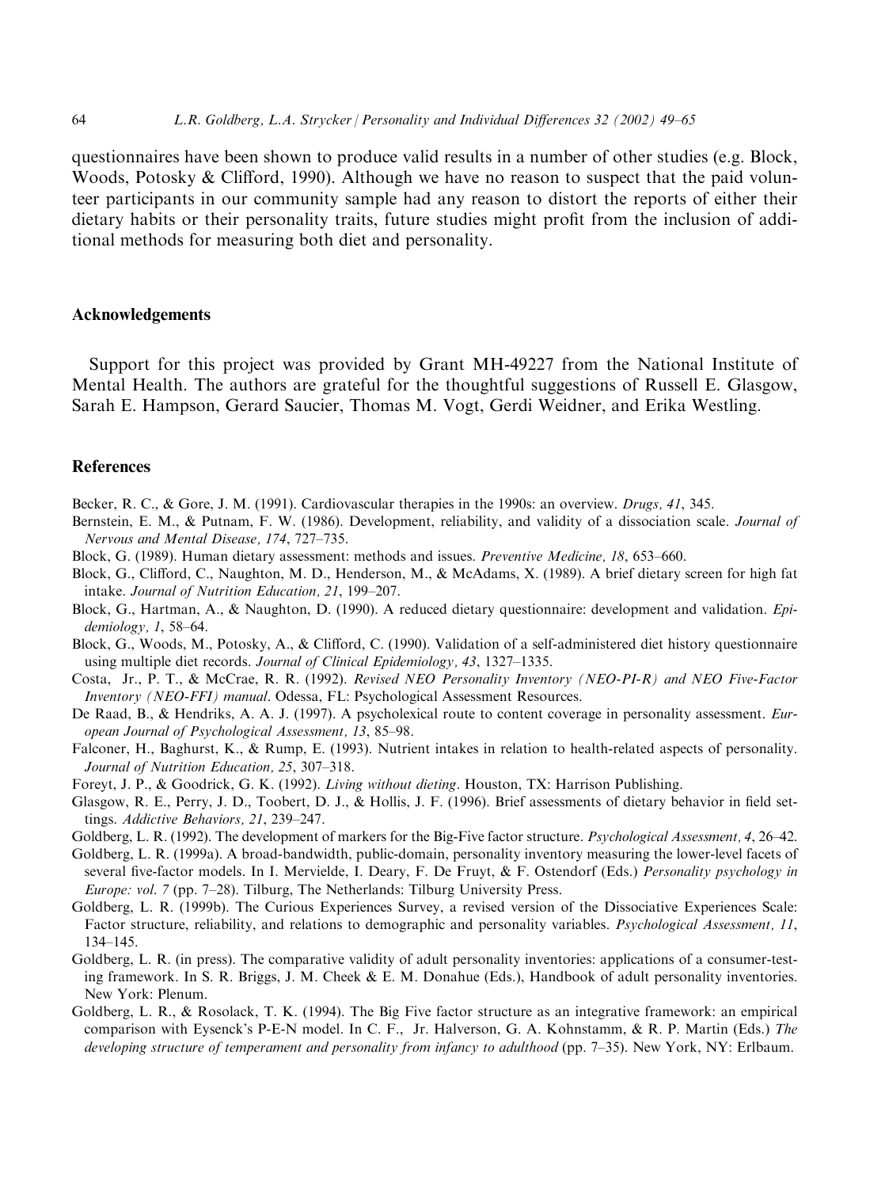questionnaires have been shown to produce valid results in a number of other studies (e.g. Block, Woods, Potosky & Clifford, 1990). Although we have no reason to suspect that the paid volunteer participants in our community sample had any reason to distort the reports of either their dietary habits or their personality traits, future studies might profit from the inclusion of additional methods for measuring both diet and personality.

## Acknowledgements

Support for this project was provided by Grant MH-49227 from the National Institute of Mental Health. The authors are grateful for the thoughtful suggestions of Russell E. Glasgow, Sarah E. Hampson, Gerard Saucier, Thomas M. Vogt, Gerdi Weidner, and Erika Westling.

## References

Becker, R. C., & Gore, J. M. (1991). Cardiovascular therapies in the 1990s: an overview. *Drugs, 41*, 345.

Bernstein, E. M., & Putnam, F. W. (1986). Development, reliability, and validity of a dissociation scale. *Journal of Nervous and Mental Disease, 174*, 727–735.

Block, G. (1989). Human dietary assessment: methods and issues. *Preventive Medicine, 18*, 653–660.

Block, G., Clifford, C., Naughton, M. D., Henderson, M., & McAdams, X. (1989). A brief dietary screen for high fat intake. *Journal of Nutrition Education, 21*, 199–207.

Block, G., Hartman, A., & Naughton, D. (1990). A reduced dietary questionnaire: development and validation. *Epidemiology, 1*, 58–64.

Block, G., Woods, M., Potosky, A., & Clifford, C. (1990). Validation of a self-administered diet history questionnaire using multiple diet records. *Journal of Clinical Epidemiology, 43*, 1327–1335.

Costa, Jr., P. T., & McCrae, R. R. (1992). *Revised NEO Personality Inventory (NEO-PI-R) and NEO Five-Factor Inventory (NEO-FFI) manual*. Odessa, FL: Psychological Assessment Resources.

De Raad, B., & Hendriks, A. A. J. (1997). A psycholexical route to content coverage in personality assessment. *European Journal of Psychological Assessment, 13*, 85–98.

Falconer, H., Baghurst, K., & Rump, E. (1993). Nutrient intakes in relation to health-related aspects of personality. *Journal of Nutrition Education, 25*, 307–318.

Foreyt, J. P., & Goodrick, G. K. (1992). *Living without dieting*. Houston, TX: Harrison Publishing.

Glasgow, R. E., Perry, J. D., Toobert, D. J., & Hollis, J. F. (1996). Brief assessments of dietary behavior in field settings. *Addictive Behaviors, 21*, 239–247.

Goldberg, L. R. (1992). The development of markers for the Big-Five factor structure. *Psychological Assessment, 4*, 26–42.

Goldberg, L. R. (1999a). A broad-bandwidth, public-domain, personality inventory measuring the lower-level facets of several five-factor models. In I. Mervielde, I. Deary, F. De Fruyt, & F. Ostendorf (Eds.) *Personality psychology in Europe: vol. 7* (pp. 7–28). Tilburg, The Netherlands: Tilburg University Press.

Goldberg, L. R. (1999b). The Curious Experiences Survey, a revised version of the Dissociative Experiences Scale: Factor structure, reliability, and relations to demographic and personality variables. *Psychological Assessment, 11*, 134–145.

Goldberg, L. R. (in press). The comparative validity of adult personality inventories: applications of a consumer-testing framework. In S. R. Briggs, J. M. Cheek & E. M. Donahue (Eds.), Handbook of adult personality inventories. New York: Plenum.

Goldberg, L. R., & Rosolack, T. K. (1994). The Big Five factor structure as an integrative framework: an empirical comparison with Eysenck's P-E-N model. In C. F., Jr. Halverson, G. A. Kohnstamm, & R. P. Martin (Eds.) *The developing structure of temperament and personality from infancy to adulthood* (pp. 7–35). New York, NY: Erlbaum.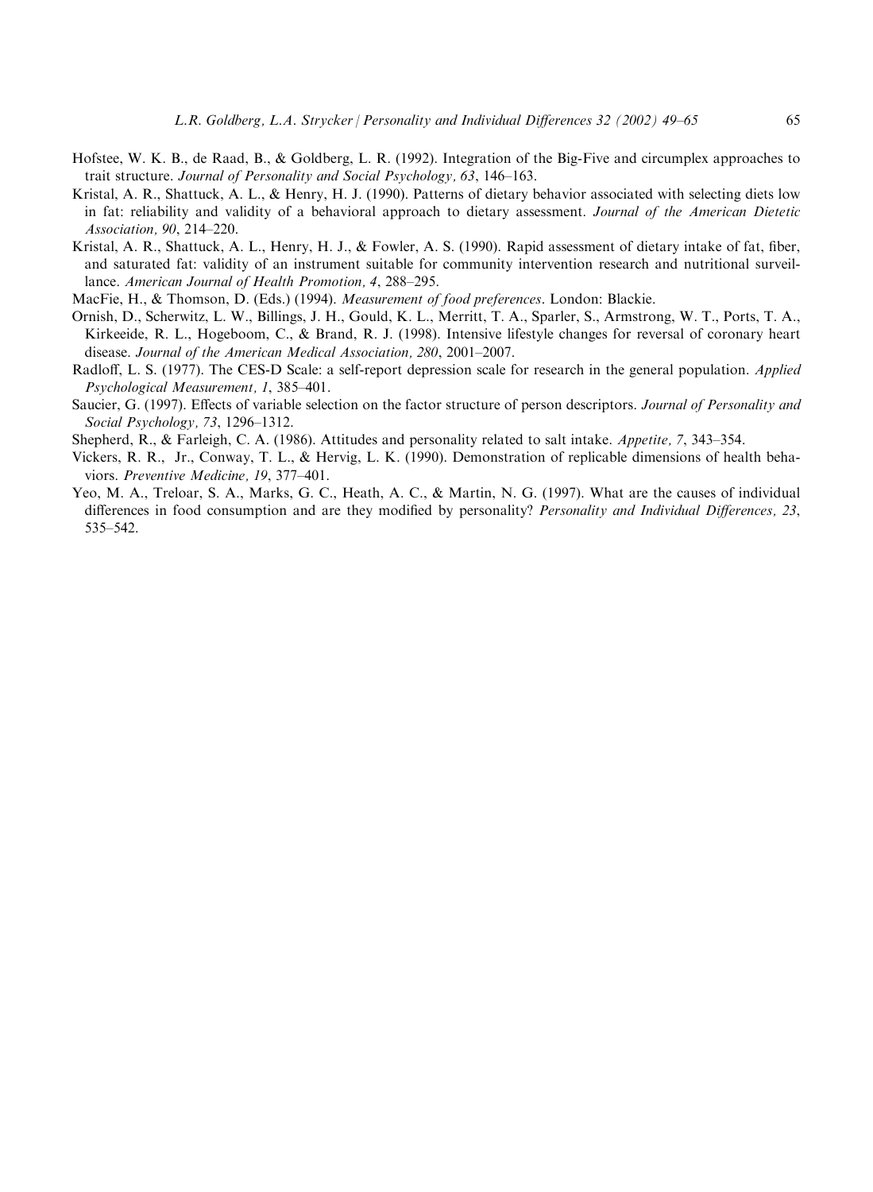Hofstee, W. K. B., de Raad, B., & Goldberg, L. R. (1992). Integration of the Big-Five and circumplex approaches to trait structure. *Journal of Personality and Social Psychology, 63*, 146–163.

Kristal, A. R., Shattuck, A. L., & Henry, H. J. (1990). Patterns of dietary behavior associated with selecting diets low in fat: reliability and validity of a behavioral approach to dietary assessment. *Journal of the American Dietetic Association, 90*, 214–220.

Kristal, A. R., Shattuck, A. L., Henry, H. J., & Fowler, A. S. (1990). Rapid assessment of dietary intake of fat, fiber, and saturated fat: validity of an instrument suitable for community intervention research and nutritional surveillance. *American Journal of Health Promotion, 4*, 288–295.

MacFie, H., & Thomson, D. (Eds.) (1994). *Measurement of food preferences*. London: Blackie.

Ornish, D., Scherwitz, L. W., Billings, J. H., Gould, K. L., Merritt, T. A., Sparler, S., Armstrong, W. T., Ports, T. A., Kirkeeide, R. L., Hogeboom, C., & Brand, R. J. (1998). Intensive lifestyle changes for reversal of coronary heart disease. *Journal of the American Medical Association, 280*, 2001–2007.

Radloff, L. S. (1977). The CES-D Scale: a self-report depression scale for research in the general population. *Applied Psychological Measurement, 1*, 385–401.

Saucier, G. (1997). Effects of variable selection on the factor structure of person descriptors. *Journal of Personality and Social Psychology, 73*, 1296–1312.

Shepherd, R., & Farleigh, C. A. (1986). Attitudes and personality related to salt intake. *Appetite, 7*, 343–354.

Vickers, R. R., Jr., Conway, T. L., & Hervig, L. K. (1990). Demonstration of replicable dimensions of health behaviors. *Preventive Medicine, 19*, 377–401.

Yeo, M. A., Treloar, S. A., Marks, G. C., Heath, A. C., & Martin, N. G. (1997). What are the causes of individual differences in food consumption and are they modified by personality? *Personality and Individual Differences, 23*, 535–542.